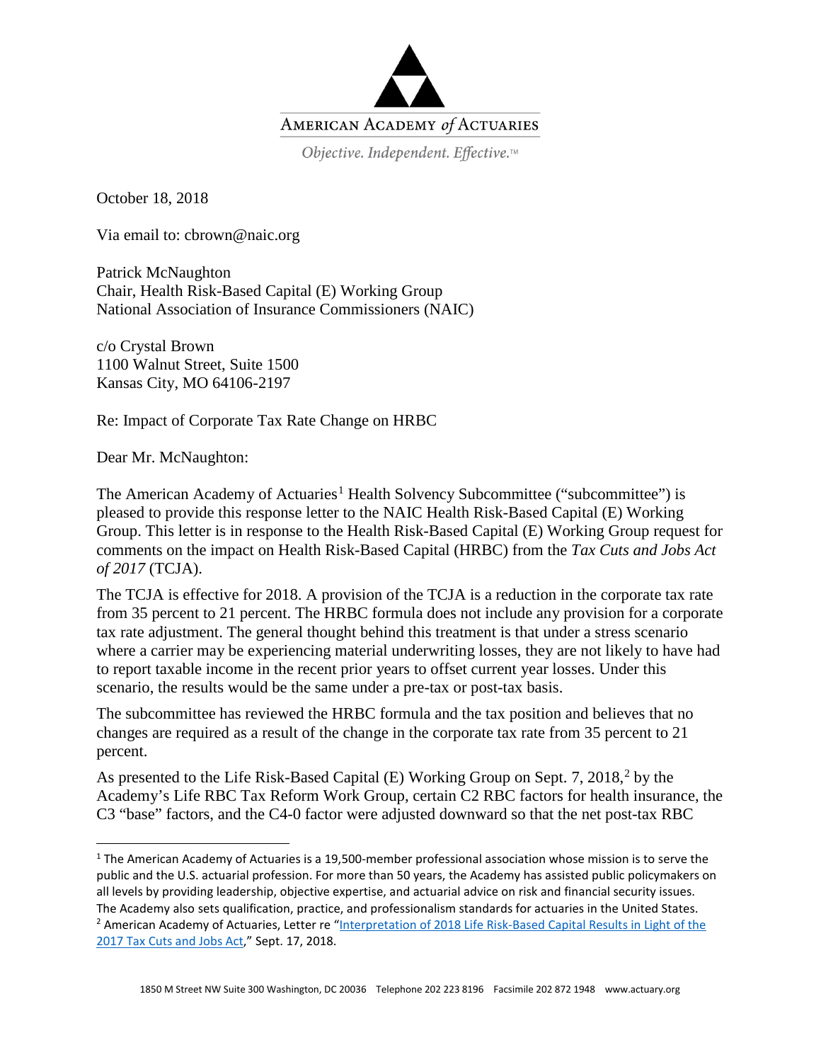AMERICAN ACADEMY *of* ACTUARIES

*Objective. Independent. Effective.*™

October 18, 2018

Via email to: cbrown@naic.org

Patrick McNaughton
Chair, Health Risk-Based Capital (E) Working Group
National Association of Insurance Commissioners (NAIC)

c/o Crystal Brown
1100 Walnut Street, Suite 1500
Kansas City, MO 64106-2197

Re: Impact of Corporate Tax Rate Change on HRBC

Dear Mr. McNaughton:

The American Academy of Actuaries[1] Health Solvency Subcommittee ("subcommittee") is pleased to provide this response letter to the NAIC Health Risk-Based Capital (E) Working Group. This letter is in response to the Health Risk-Based Capital (E) Working Group request for comments on the impact on Health Risk-Based Capital (HRBC) from the *Tax Cuts and Jobs Act of 2017* (TCJA).

The TCJA is effective for 2018. A provision of the TCJA is a reduction in the corporate tax rate from 35 percent to 21 percent. The HRBC formula does not include any provision for a corporate tax rate adjustment. The general thought behind this treatment is that under a stress scenario where a carrier may be experiencing material underwriting losses, they are not likely to have had to report taxable income in the recent prior years to offset current year losses. Under this scenario, the results would be the same under a pre-tax or post-tax basis.

The subcommittee has reviewed the HRBC formula and the tax position and believes that no changes are required as a result of the change in the corporate tax rate from 35 percent to 21 percent.

As presented to the Life Risk-Based Capital (E) Working Group on Sept. 7, 2018,[2] by the Academy's Life RBC Tax Reform Work Group, certain C2 RBC factors for health insurance, the C3 "base" factors, and the C4-0 factor were adjusted downward so that the net post-tax RBC

---

[1] The American Academy of Actuaries is a 19,500-member professional association whose mission is to serve the public and the U.S. actuarial profession. For more than 50 years, the Academy has assisted public policymakers on all levels by providing leadership, objective expertise, and actuarial advice on risk and financial security issues. The Academy also sets qualification, practice, and professionalism standards for actuaries in the United States.

[2] American Academy of Actuaries, Letter re "Interpretation of 2018 Life Risk-Based Capital Results in Light of the 2017 Tax Cuts and Jobs Act," Sept. 17, 2018.

1850 M Street NW Suite 300 Washington, DC 20036 Telephone 202 223 8196 Facsimile 202 872 1948 www.actuary.org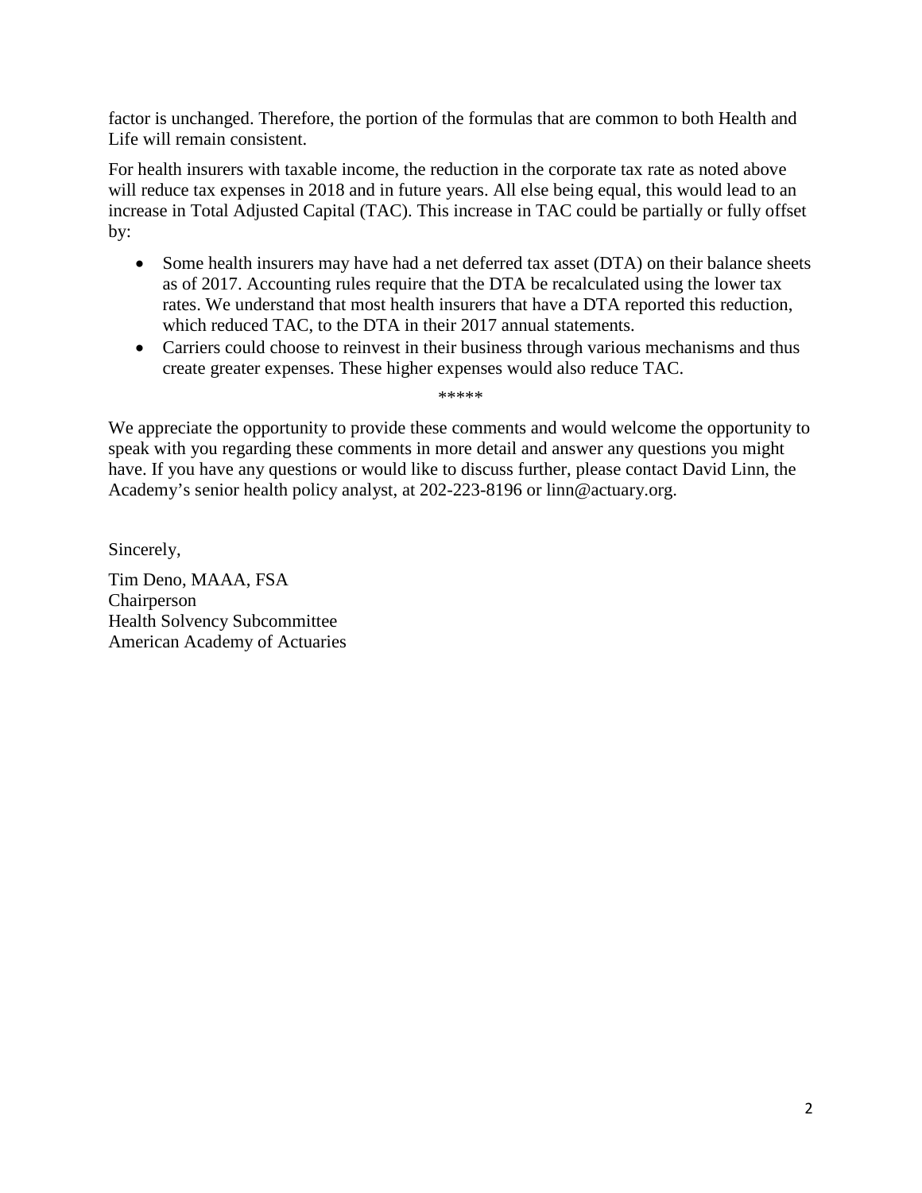factor is unchanged. Therefore, the portion of the formulas that are common to both Health and Life will remain consistent.

For health insurers with taxable income, the reduction in the corporate tax rate as noted above will reduce tax expenses in 2018 and in future years. All else being equal, this would lead to an increase in Total Adjusted Capital (TAC). This increase in TAC could be partially or fully offset by:

- Some health insurers may have had a net deferred tax asset (DTA) on their balance sheets as of 2017. Accounting rules require that the DTA be recalculated using the lower tax rates. We understand that most health insurers that have a DTA reported this reduction, which reduced TAC, to the DTA in their 2017 annual statements.
- Carriers could choose to reinvest in their business through various mechanisms and thus create greater expenses. These higher expenses would also reduce TAC.

*****

We appreciate the opportunity to provide these comments and would welcome the opportunity to speak with you regarding these comments in more detail and answer any questions you might have. If you have any questions or would like to discuss further, please contact David Linn, the Academy's senior health policy analyst, at 202-223-8196 or linn@actuary.org.

Sincerely,

Tim Deno, MAAA, FSA
Chairperson
Health Solvency Subcommittee
American Academy of Actuaries